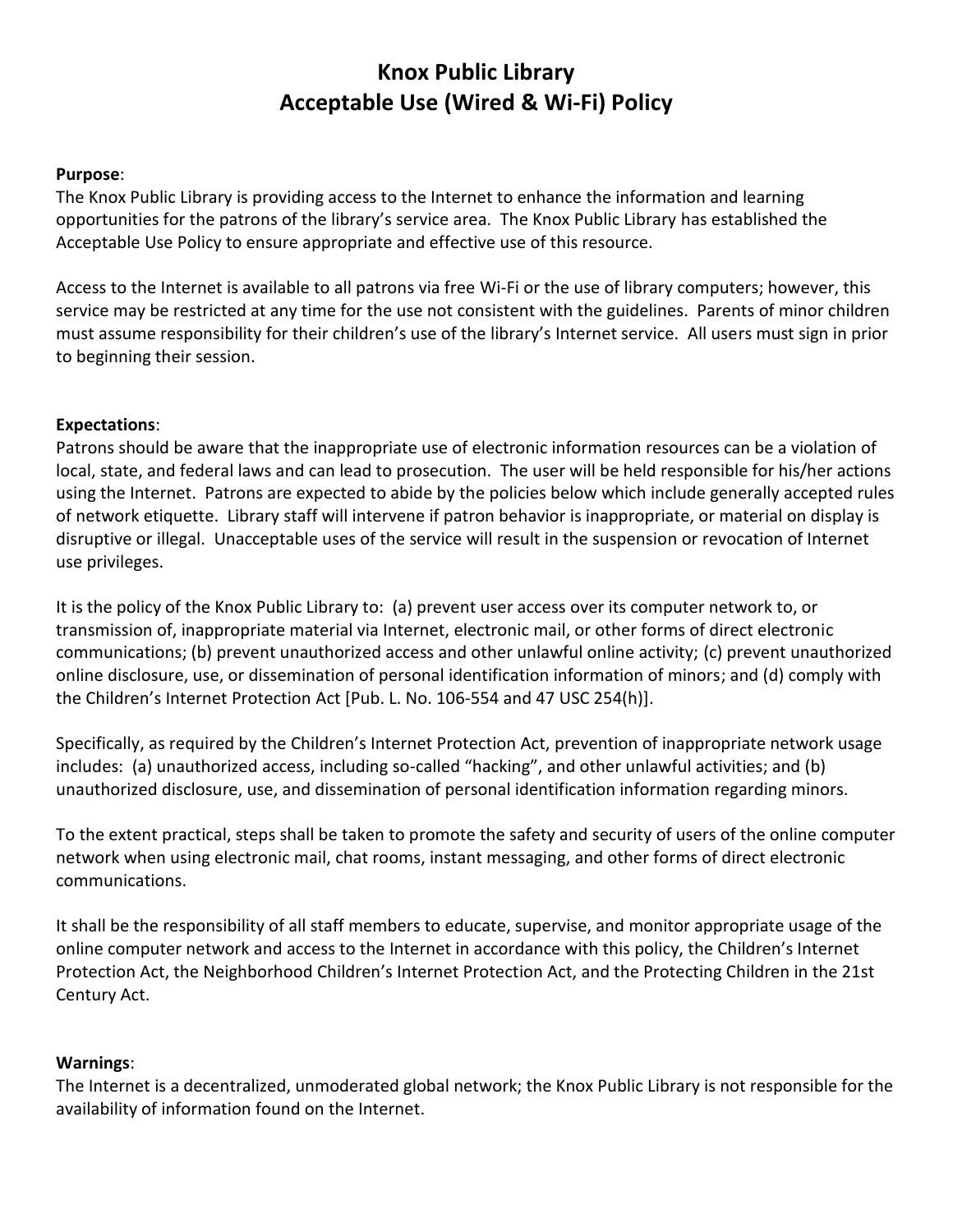# Knox Public Library
# Acceptable Use (Wired & Wi-Fi) Policy

**Purpose**:
The Knox Public Library is providing access to the Internet to enhance the information and learning opportunities for the patrons of the library's service area. The Knox Public Library has established the Acceptable Use Policy to ensure appropriate and effective use of this resource.

Access to the Internet is available to all patrons via free Wi-Fi or the use of library computers; however, this service may be restricted at any time for the use not consistent with the guidelines. Parents of minor children must assume responsibility for their children's use of the library's Internet service. All users must sign in prior to beginning their session.

**Expectations**:
Patrons should be aware that the inappropriate use of electronic information resources can be a violation of local, state, and federal laws and can lead to prosecution. The user will be held responsible for his/her actions using the Internet. Patrons are expected to abide by the policies below which include generally accepted rules of network etiquette. Library staff will intervene if patron behavior is inappropriate, or material on display is disruptive or illegal. Unacceptable uses of the service will result in the suspension or revocation of Internet use privileges.

It is the policy of the Knox Public Library to: (a) prevent user access over its computer network to, or transmission of, inappropriate material via Internet, electronic mail, or other forms of direct electronic communications; (b) prevent unauthorized access and other unlawful online activity; (c) prevent unauthorized online disclosure, use, or dissemination of personal identification information of minors; and (d) comply with the Children's Internet Protection Act [Pub. L. No. 106-554 and 47 USC 254(h)].

Specifically, as required by the Children's Internet Protection Act, prevention of inappropriate network usage includes: (a) unauthorized access, including so-called "hacking", and other unlawful activities; and (b) unauthorized disclosure, use, and dissemination of personal identification information regarding minors.

To the extent practical, steps shall be taken to promote the safety and security of users of the online computer network when using electronic mail, chat rooms, instant messaging, and other forms of direct electronic communications.

It shall be the responsibility of all staff members to educate, supervise, and monitor appropriate usage of the online computer network and access to the Internet in accordance with this policy, the Children's Internet Protection Act, the Neighborhood Children's Internet Protection Act, and the Protecting Children in the 21st Century Act.

**Warnings**:
The Internet is a decentralized, unmoderated global network; the Knox Public Library is not responsible for the availability of information found on the Internet.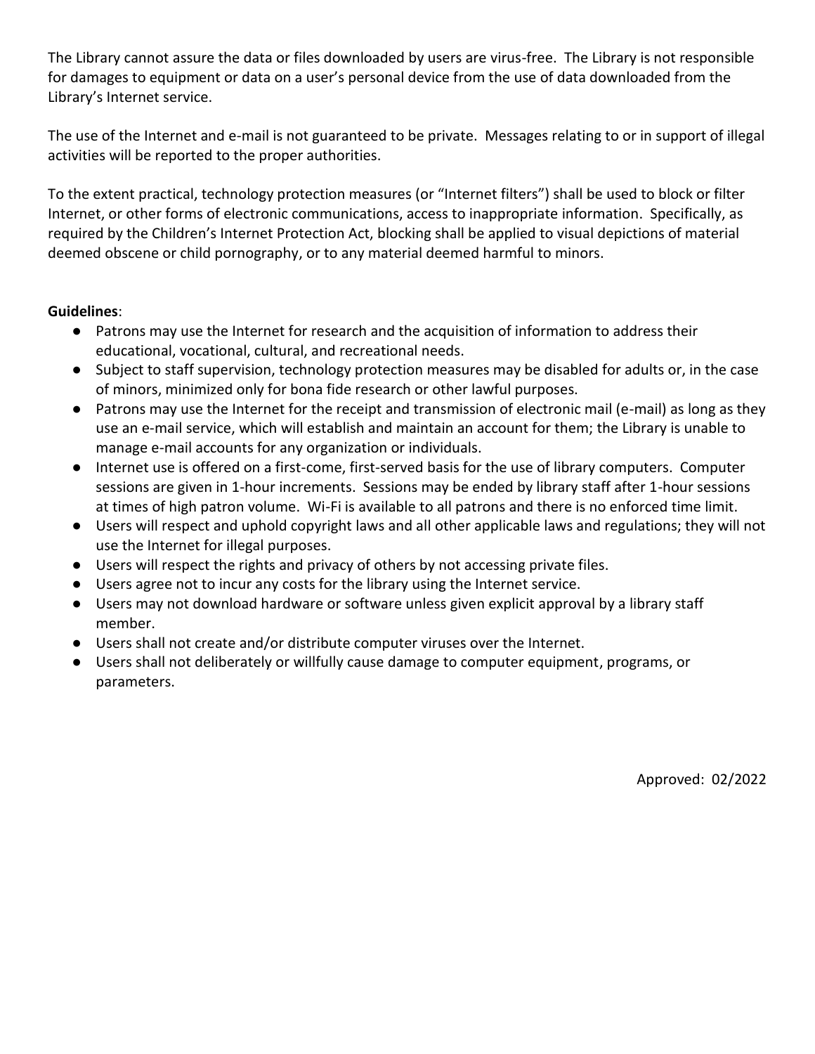The Library cannot assure the data or files downloaded by users are virus-free. The Library is not responsible for damages to equipment or data on a user's personal device from the use of data downloaded from the Library's Internet service.

The use of the Internet and e-mail is not guaranteed to be private. Messages relating to or in support of illegal activities will be reported to the proper authorities.

To the extent practical, technology protection measures (or "Internet filters") shall be used to block or filter Internet, or other forms of electronic communications, access to inappropriate information. Specifically, as required by the Children's Internet Protection Act, blocking shall be applied to visual depictions of material deemed obscene or child pornography, or to any material deemed harmful to minors.

**Guidelines**:

- Patrons may use the Internet for research and the acquisition of information to address their educational, vocational, cultural, and recreational needs.
- Subject to staff supervision, technology protection measures may be disabled for adults or, in the case of minors, minimized only for bona fide research or other lawful purposes.
- Patrons may use the Internet for the receipt and transmission of electronic mail (e-mail) as long as they use an e-mail service, which will establish and maintain an account for them; the Library is unable to manage e-mail accounts for any organization or individuals.
- Internet use is offered on a first-come, first-served basis for the use of library computers. Computer sessions are given in 1-hour increments. Sessions may be ended by library staff after 1-hour sessions at times of high patron volume. Wi-Fi is available to all patrons and there is no enforced time limit.
- Users will respect and uphold copyright laws and all other applicable laws and regulations; they will not use the Internet for illegal purposes.
- Users will respect the rights and privacy of others by not accessing private files.
- Users agree not to incur any costs for the library using the Internet service.
- Users may not download hardware or software unless given explicit approval by a library staff member.
- Users shall not create and/or distribute computer viruses over the Internet.
- Users shall not deliberately or willfully cause damage to computer equipment, programs, or parameters.

Approved: 02/2022